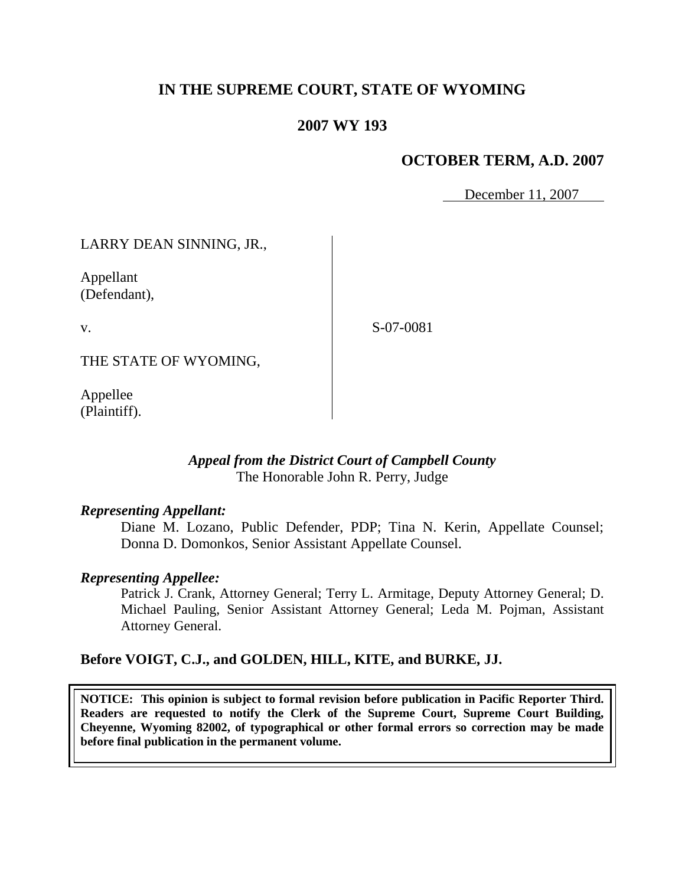# IN THE SUPREME COURT, STATE OF WYOMING

## 2007 WY 193

### OCTOBER TERM, A.D. 2007

December 11, 2007

| | |
|---|---|
| LARRY DEAN SINNING, JR.,<br><br>Appellant<br>(Defendant),<br><br>v.<br><br>THE STATE OF WYOMING,<br><br>Appellee<br>(Plaintiff). | S-07-0081 |

***Appeal from the District Court of Campbell County***
The Honorable John R. Perry, Judge

***Representing Appellant:***

Diane M. Lozano, Public Defender, PDP; Tina N. Kerin, Appellate Counsel; Donna D. Domonkos, Senior Assistant Appellate Counsel.

***Representing Appellee:***

Patrick J. Crank, Attorney General; Terry L. Armitage, Deputy Attorney General; D. Michael Pauling, Senior Assistant Attorney General; Leda M. Pojman, Assistant Attorney General.

**Before VOIGT, C.J., and GOLDEN, HILL, KITE, and BURKE, JJ.**

**NOTICE: This opinion is subject to formal revision before publication in Pacific Reporter Third. Readers are requested to notify the Clerk of the Supreme Court, Supreme Court Building, Cheyenne, Wyoming 82002, of typographical or other formal errors so correction may be made before final publication in the permanent volume.**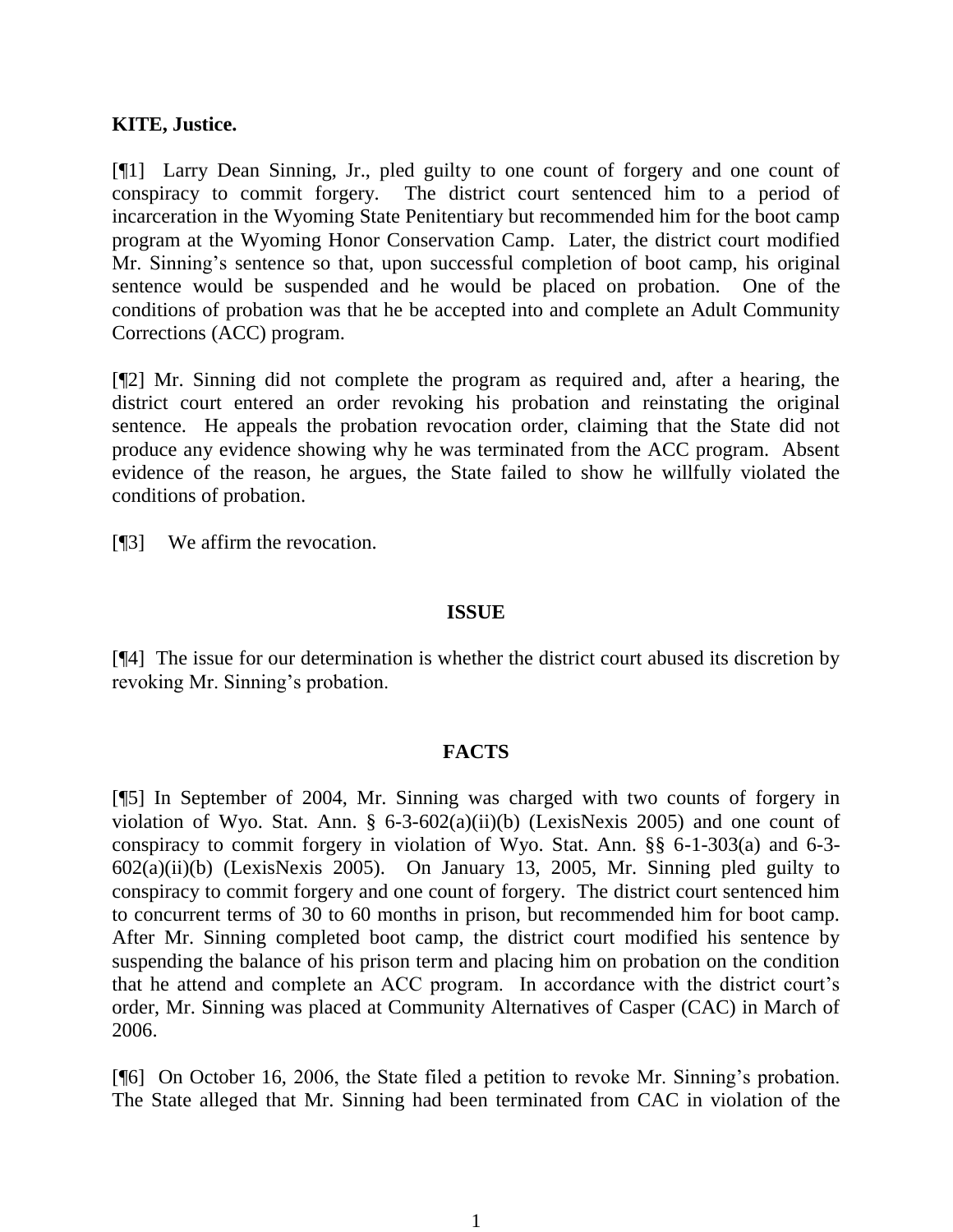**KITE, Justice.**

[¶1] Larry Dean Sinning, Jr., pled guilty to one count of forgery and one count of conspiracy to commit forgery. The district court sentenced him to a period of incarceration in the Wyoming State Penitentiary but recommended him for the boot camp program at the Wyoming Honor Conservation Camp. Later, the district court modified Mr. Sinning's sentence so that, upon successful completion of boot camp, his original sentence would be suspended and he would be placed on probation. One of the conditions of probation was that he be accepted into and complete an Adult Community Corrections (ACC) program.

[¶2] Mr. Sinning did not complete the program as required and, after a hearing, the district court entered an order revoking his probation and reinstating the original sentence. He appeals the probation revocation order, claiming that the State did not produce any evidence showing why he was terminated from the ACC program. Absent evidence of the reason, he argues, the State failed to show he willfully violated the conditions of probation.

[¶3] We affirm the revocation.

## ISSUE

[¶4] The issue for our determination is whether the district court abused its discretion by revoking Mr. Sinning's probation.

## FACTS

[¶5] In September of 2004, Mr. Sinning was charged with two counts of forgery in violation of Wyo. Stat. Ann. § 6-3-602(a)(ii)(b) (LexisNexis 2005) and one count of conspiracy to commit forgery in violation of Wyo. Stat. Ann. §§ 6-1-303(a) and 6-3-602(a)(ii)(b) (LexisNexis 2005). On January 13, 2005, Mr. Sinning pled guilty to conspiracy to commit forgery and one count of forgery. The district court sentenced him to concurrent terms of 30 to 60 months in prison, but recommended him for boot camp. After Mr. Sinning completed boot camp, the district court modified his sentence by suspending the balance of his prison term and placing him on probation on the condition that he attend and complete an ACC program. In accordance with the district court's order, Mr. Sinning was placed at Community Alternatives of Casper (CAC) in March of 2006.

[¶6] On October 16, 2006, the State filed a petition to revoke Mr. Sinning's probation. The State alleged that Mr. Sinning had been terminated from CAC in violation of the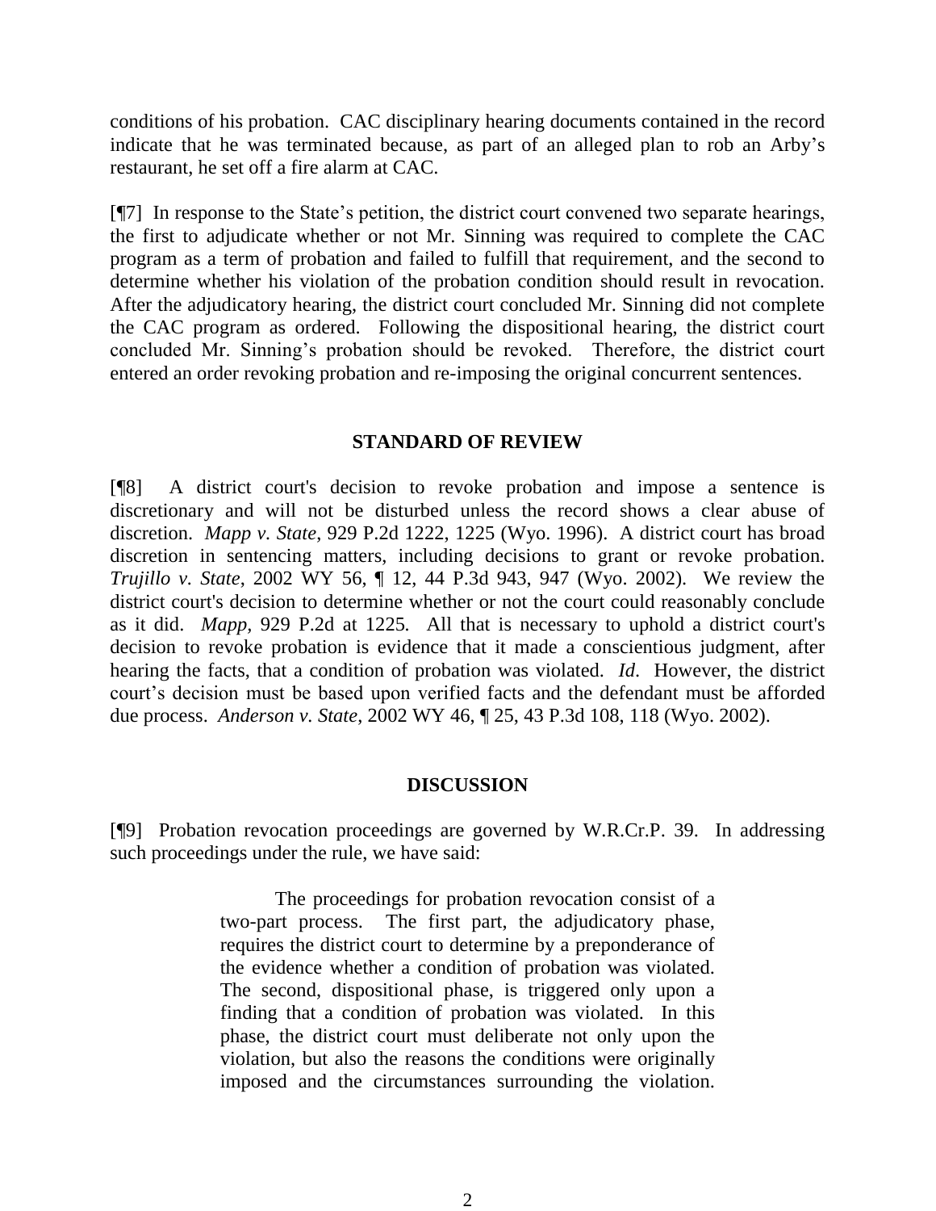conditions of his probation. CAC disciplinary hearing documents contained in the record indicate that he was terminated because, as part of an alleged plan to rob an Arby's restaurant, he set off a fire alarm at CAC.

[¶7] In response to the State's petition, the district court convened two separate hearings, the first to adjudicate whether or not Mr. Sinning was required to complete the CAC program as a term of probation and failed to fulfill that requirement, and the second to determine whether his violation of the probation condition should result in revocation. After the adjudicatory hearing, the district court concluded Mr. Sinning did not complete the CAC program as ordered. Following the dispositional hearing, the district court concluded Mr. Sinning's probation should be revoked. Therefore, the district court entered an order revoking probation and re-imposing the original concurrent sentences.

## STANDARD OF REVIEW

[¶8] A district court's decision to revoke probation and impose a sentence is discretionary and will not be disturbed unless the record shows a clear abuse of discretion. *Mapp v. State*, 929 P.2d 1222, 1225 (Wyo. 1996). A district court has broad discretion in sentencing matters, including decisions to grant or revoke probation. *Trujillo v. State*, 2002 WY 56, ¶ 12, 44 P.3d 943, 947 (Wyo. 2002). We review the district court's decision to determine whether or not the court could reasonably conclude as it did. *Mapp*, 929 P.2d at 1225. All that is necessary to uphold a district court's decision to revoke probation is evidence that it made a conscientious judgment, after hearing the facts, that a condition of probation was violated. *Id*. However, the district court's decision must be based upon verified facts and the defendant must be afforded due process. *Anderson v. State*, 2002 WY 46, ¶ 25, 43 P.3d 108, 118 (Wyo. 2002).

## DISCUSSION

[¶9] Probation revocation proceedings are governed by W.R.Cr.P. 39. In addressing such proceedings under the rule, we have said:

> The proceedings for probation revocation consist of a two-part process. The first part, the adjudicatory phase, requires the district court to determine by a preponderance of the evidence whether a condition of probation was violated. The second, dispositional phase, is triggered only upon a finding that a condition of probation was violated. In this phase, the district court must deliberate not only upon the violation, but also the reasons the conditions were originally imposed and the circumstances surrounding the violation.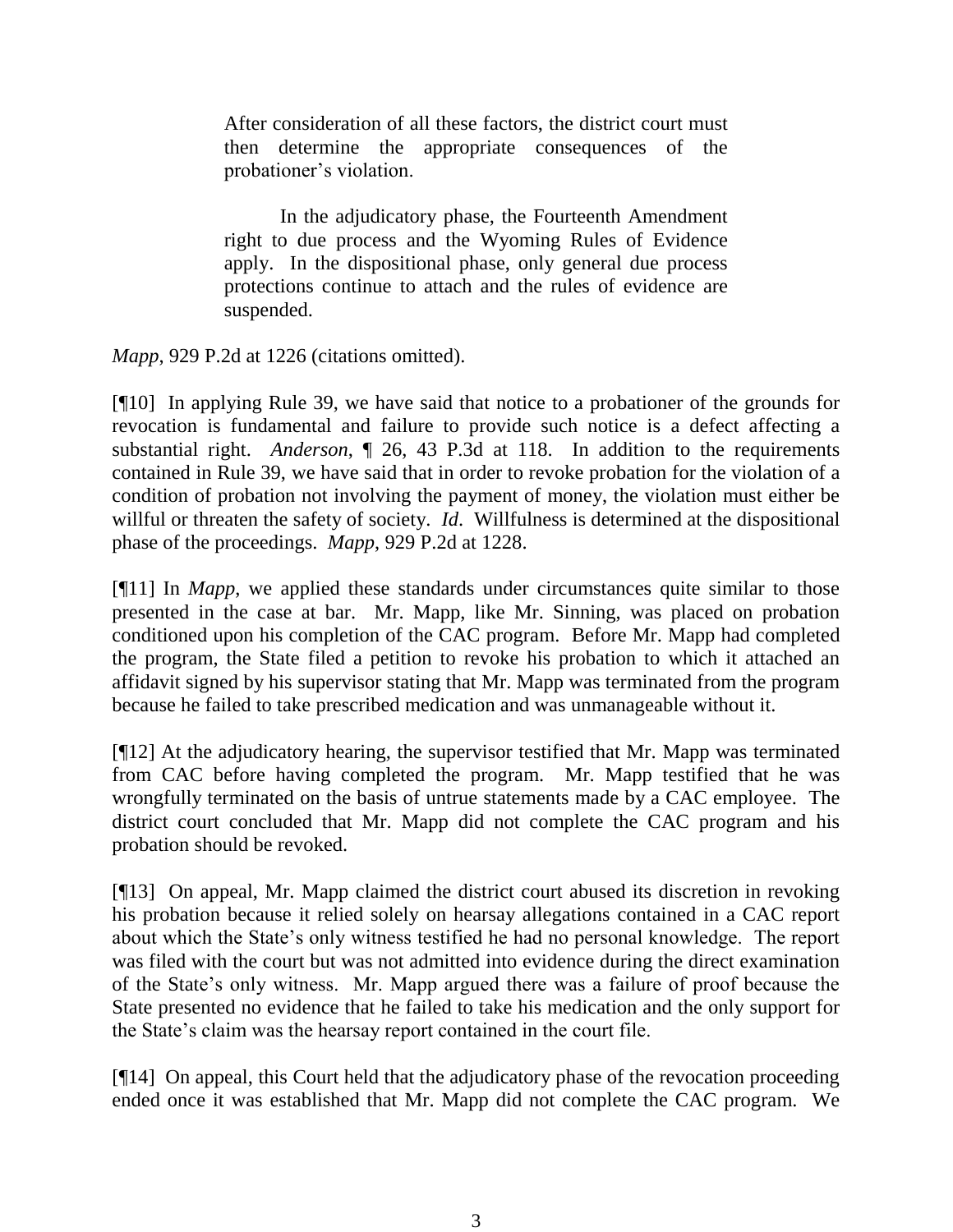> After consideration of all these factors, the district court must then determine the appropriate consequences of the probationer's violation.
>
> In the adjudicatory phase, the Fourteenth Amendment right to due process and the Wyoming Rules of Evidence apply. In the dispositional phase, only general due process protections continue to attach and the rules of evidence are suspended.

*Mapp*, 929 P.2d at 1226 (citations omitted).

[¶10] In applying Rule 39, we have said that notice to a probationer of the grounds for revocation is fundamental and failure to provide such notice is a defect affecting a substantial right. *Anderson*, ¶ 26, 43 P.3d at 118. In addition to the requirements contained in Rule 39, we have said that in order to revoke probation for the violation of a condition of probation not involving the payment of money, the violation must either be willful or threaten the safety of society. *Id*. Willfulness is determined at the dispositional phase of the proceedings. *Mapp*, 929 P.2d at 1228.

[¶11] In *Mapp*, we applied these standards under circumstances quite similar to those presented in the case at bar. Mr. Mapp, like Mr. Sinning, was placed on probation conditioned upon his completion of the CAC program. Before Mr. Mapp had completed the program, the State filed a petition to revoke his probation to which it attached an affidavit signed by his supervisor stating that Mr. Mapp was terminated from the program because he failed to take prescribed medication and was unmanageable without it.

[¶12] At the adjudicatory hearing, the supervisor testified that Mr. Mapp was terminated from CAC before having completed the program. Mr. Mapp testified that he was wrongfully terminated on the basis of untrue statements made by a CAC employee. The district court concluded that Mr. Mapp did not complete the CAC program and his probation should be revoked.

[¶13] On appeal, Mr. Mapp claimed the district court abused its discretion in revoking his probation because it relied solely on hearsay allegations contained in a CAC report about which the State's only witness testified he had no personal knowledge. The report was filed with the court but was not admitted into evidence during the direct examination of the State's only witness. Mr. Mapp argued there was a failure of proof because the State presented no evidence that he failed to take his medication and the only support for the State's claim was the hearsay report contained in the court file.

[¶14] On appeal, this Court held that the adjudicatory phase of the revocation proceeding ended once it was established that Mr. Mapp did not complete the CAC program. We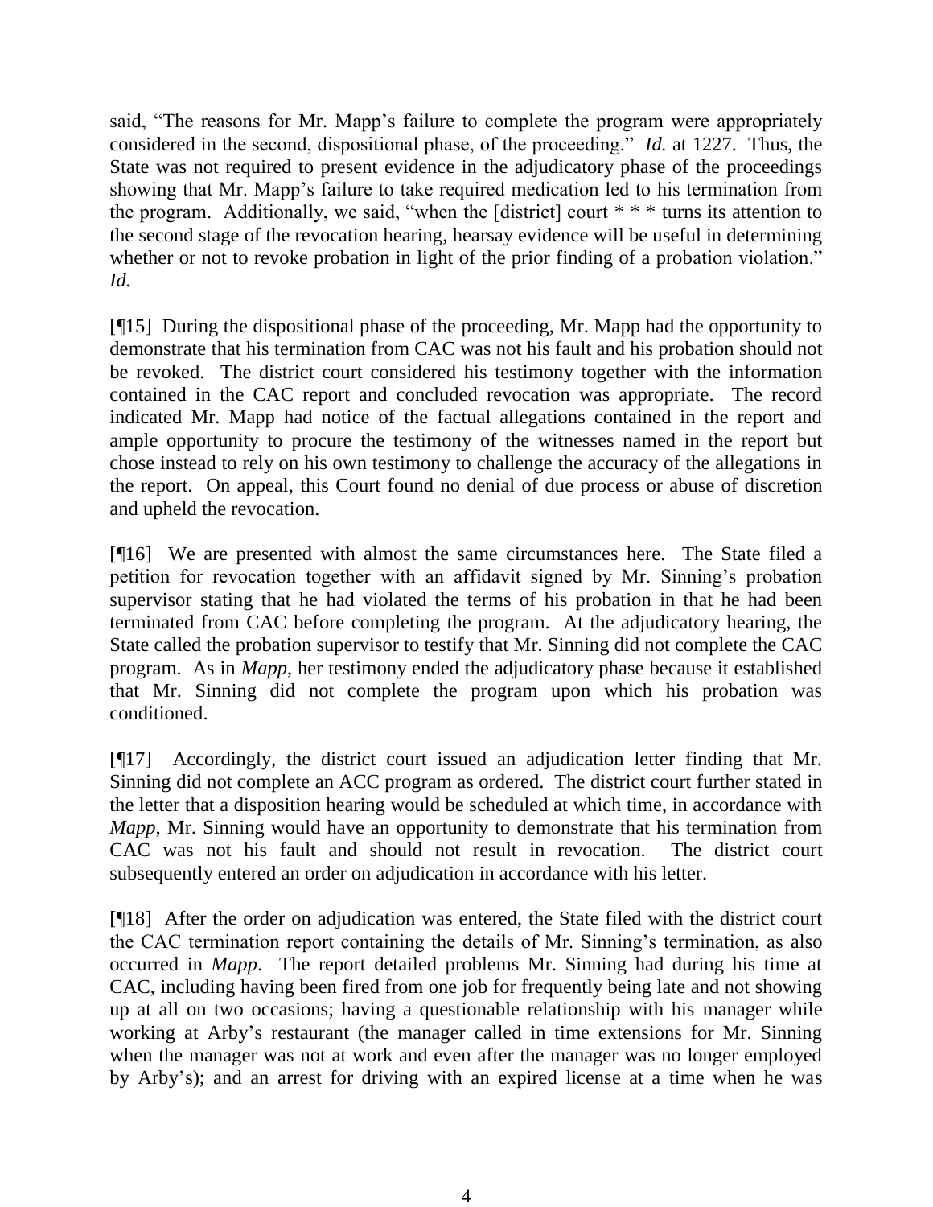said, "The reasons for Mr. Mapp's failure to complete the program were appropriately considered in the second, dispositional phase, of the proceeding." *Id.* at 1227. Thus, the State was not required to present evidence in the adjudicatory phase of the proceedings showing that Mr. Mapp's failure to take required medication led to his termination from the program. Additionally, we said, "when the [district] court * * * turns its attention to the second stage of the revocation hearing, hearsay evidence will be useful in determining whether or not to revoke probation in light of the prior finding of a probation violation." *Id.*

[¶15] During the dispositional phase of the proceeding, Mr. Mapp had the opportunity to demonstrate that his termination from CAC was not his fault and his probation should not be revoked. The district court considered his testimony together with the information contained in the CAC report and concluded revocation was appropriate. The record indicated Mr. Mapp had notice of the factual allegations contained in the report and ample opportunity to procure the testimony of the witnesses named in the report but chose instead to rely on his own testimony to challenge the accuracy of the allegations in the report. On appeal, this Court found no denial of due process or abuse of discretion and upheld the revocation.

[¶16] We are presented with almost the same circumstances here. The State filed a petition for revocation together with an affidavit signed by Mr. Sinning's probation supervisor stating that he had violated the terms of his probation in that he had been terminated from CAC before completing the program. At the adjudicatory hearing, the State called the probation supervisor to testify that Mr. Sinning did not complete the CAC program. As in *Mapp*, her testimony ended the adjudicatory phase because it established that Mr. Sinning did not complete the program upon which his probation was conditioned.

[¶17] Accordingly, the district court issued an adjudication letter finding that Mr. Sinning did not complete an ACC program as ordered. The district court further stated in the letter that a disposition hearing would be scheduled at which time, in accordance with *Mapp*, Mr. Sinning would have an opportunity to demonstrate that his termination from CAC was not his fault and should not result in revocation. The district court subsequently entered an order on adjudication in accordance with his letter.

[¶18] After the order on adjudication was entered, the State filed with the district court the CAC termination report containing the details of Mr. Sinning's termination, as also occurred in *Mapp*. The report detailed problems Mr. Sinning had during his time at CAC, including having been fired from one job for frequently being late and not showing up at all on two occasions; having a questionable relationship with his manager while working at Arby's restaurant (the manager called in time extensions for Mr. Sinning when the manager was not at work and even after the manager was no longer employed by Arby's); and an arrest for driving with an expired license at a time when he was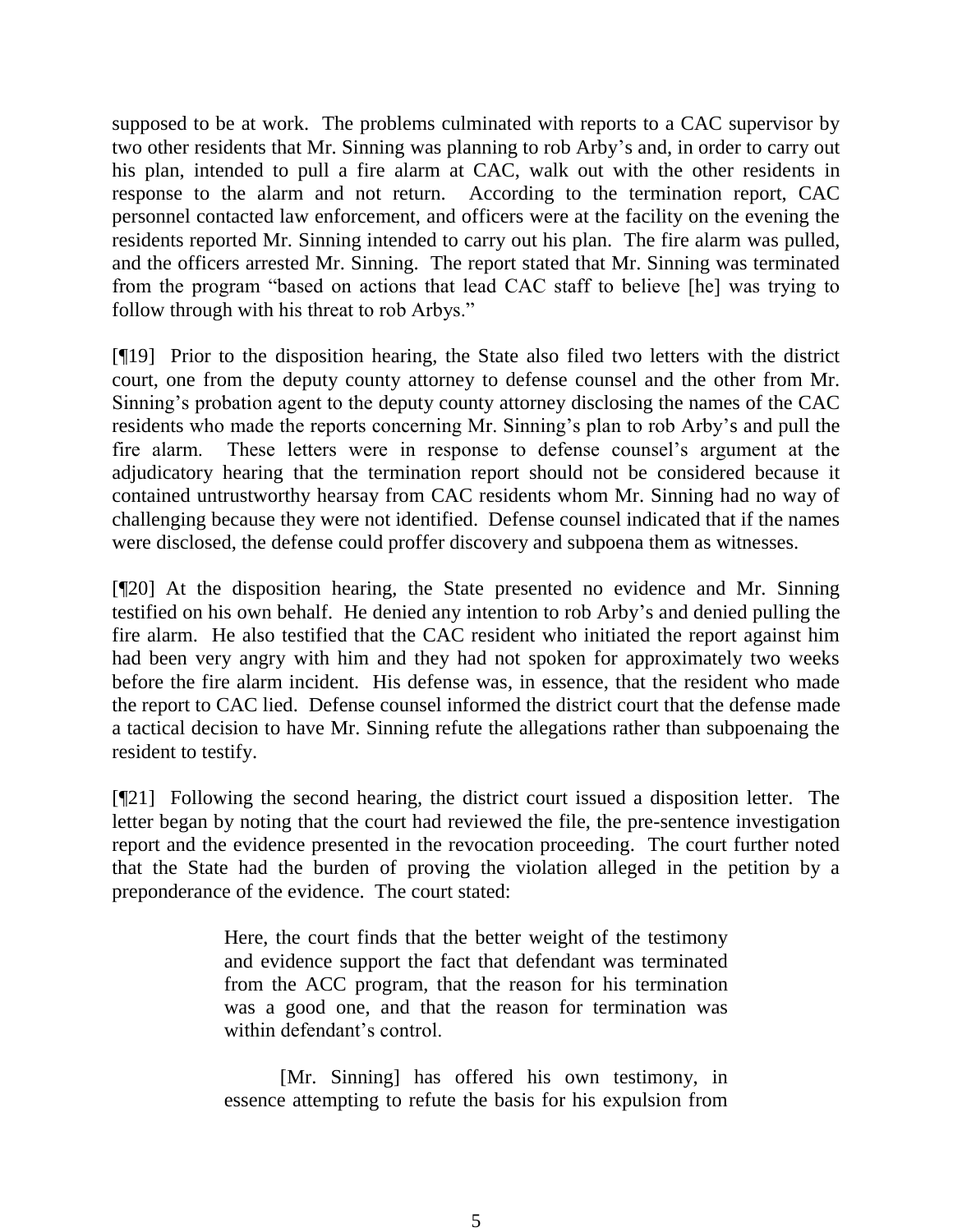supposed to be at work. The problems culminated with reports to a CAC supervisor by two other residents that Mr. Sinning was planning to rob Arby's and, in order to carry out his plan, intended to pull a fire alarm at CAC, walk out with the other residents in response to the alarm and not return. According to the termination report, CAC personnel contacted law enforcement, and officers were at the facility on the evening the residents reported Mr. Sinning intended to carry out his plan. The fire alarm was pulled, and the officers arrested Mr. Sinning. The report stated that Mr. Sinning was terminated from the program "based on actions that lead CAC staff to believe [he] was trying to follow through with his threat to rob Arbys."

[¶19] Prior to the disposition hearing, the State also filed two letters with the district court, one from the deputy county attorney to defense counsel and the other from Mr. Sinning's probation agent to the deputy county attorney disclosing the names of the CAC residents who made the reports concerning Mr. Sinning's plan to rob Arby's and pull the fire alarm. These letters were in response to defense counsel's argument at the adjudicatory hearing that the termination report should not be considered because it contained untrustworthy hearsay from CAC residents whom Mr. Sinning had no way of challenging because they were not identified. Defense counsel indicated that if the names were disclosed, the defense could proffer discovery and subpoena them as witnesses.

[¶20] At the disposition hearing, the State presented no evidence and Mr. Sinning testified on his own behalf. He denied any intention to rob Arby's and denied pulling the fire alarm. He also testified that the CAC resident who initiated the report against him had been very angry with him and they had not spoken for approximately two weeks before the fire alarm incident. His defense was, in essence, that the resident who made the report to CAC lied. Defense counsel informed the district court that the defense made a tactical decision to have Mr. Sinning refute the allegations rather than subpoenaing the resident to testify.

[¶21] Following the second hearing, the district court issued a disposition letter. The letter began by noting that the court had reviewed the file, the pre-sentence investigation report and the evidence presented in the revocation proceeding. The court further noted that the State had the burden of proving the violation alleged in the petition by a preponderance of the evidence. The court stated:

> Here, the court finds that the better weight of the testimony and evidence support the fact that defendant was terminated from the ACC program, that the reason for his termination was a good one, and that the reason for termination was within defendant's control.
>
> [Mr. Sinning] has offered his own testimony, in essence attempting to refute the basis for his expulsion from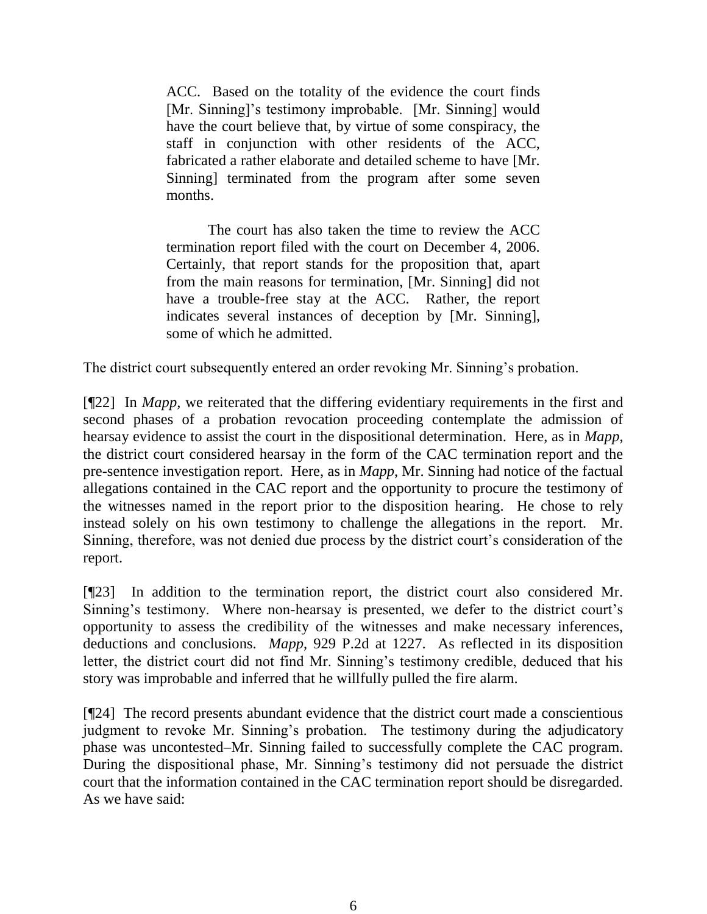> ACC. Based on the totality of the evidence the court finds [Mr. Sinning]'s testimony improbable. [Mr. Sinning] would have the court believe that, by virtue of some conspiracy, the staff in conjunction with other residents of the ACC, fabricated a rather elaborate and detailed scheme to have [Mr. Sinning] terminated from the program after some seven months.
>
> The court has also taken the time to review the ACC termination report filed with the court on December 4, 2006. Certainly, that report stands for the proposition that, apart from the main reasons for termination, [Mr. Sinning] did not have a trouble-free stay at the ACC. Rather, the report indicates several instances of deception by [Mr. Sinning], some of which he admitted.

The district court subsequently entered an order revoking Mr. Sinning's probation.

[¶22] In *Mapp*, we reiterated that the differing evidentiary requirements in the first and second phases of a probation revocation proceeding contemplate the admission of hearsay evidence to assist the court in the dispositional determination. Here, as in *Mapp*, the district court considered hearsay in the form of the CAC termination report and the pre-sentence investigation report. Here, as in *Mapp*, Mr. Sinning had notice of the factual allegations contained in the CAC report and the opportunity to procure the testimony of the witnesses named in the report prior to the disposition hearing. He chose to rely instead solely on his own testimony to challenge the allegations in the report. Mr. Sinning, therefore, was not denied due process by the district court's consideration of the report.

[¶23] In addition to the termination report, the district court also considered Mr. Sinning's testimony. Where non-hearsay is presented, we defer to the district court's opportunity to assess the credibility of the witnesses and make necessary inferences, deductions and conclusions. *Mapp*, 929 P.2d at 1227. As reflected in its disposition letter, the district court did not find Mr. Sinning's testimony credible, deduced that his story was improbable and inferred that he willfully pulled the fire alarm.

[¶24] The record presents abundant evidence that the district court made a conscientious judgment to revoke Mr. Sinning's probation. The testimony during the adjudicatory phase was uncontested–Mr. Sinning failed to successfully complete the CAC program. During the dispositional phase, Mr. Sinning's testimony did not persuade the district court that the information contained in the CAC termination report should be disregarded. As we have said: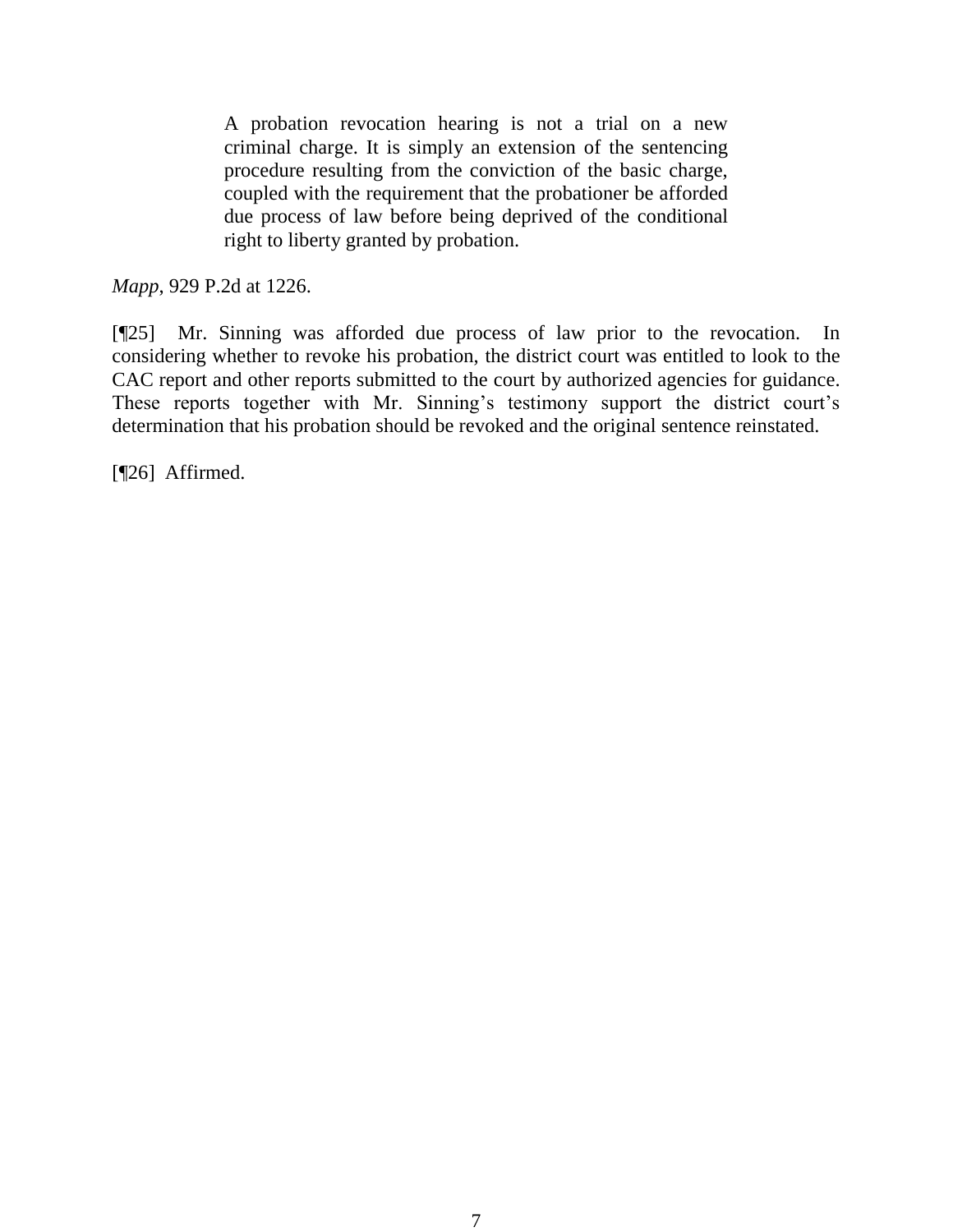> A probation revocation hearing is not a trial on a new criminal charge. It is simply an extension of the sentencing procedure resulting from the conviction of the basic charge, coupled with the requirement that the probationer be afforded due process of law before being deprived of the conditional right to liberty granted by probation.

*Mapp*, 929 P.2d at 1226.

[¶25] Mr. Sinning was afforded due process of law prior to the revocation. In considering whether to revoke his probation, the district court was entitled to look to the CAC report and other reports submitted to the court by authorized agencies for guidance. These reports together with Mr. Sinning's testimony support the district court's determination that his probation should be revoked and the original sentence reinstated.

[¶26] Affirmed.